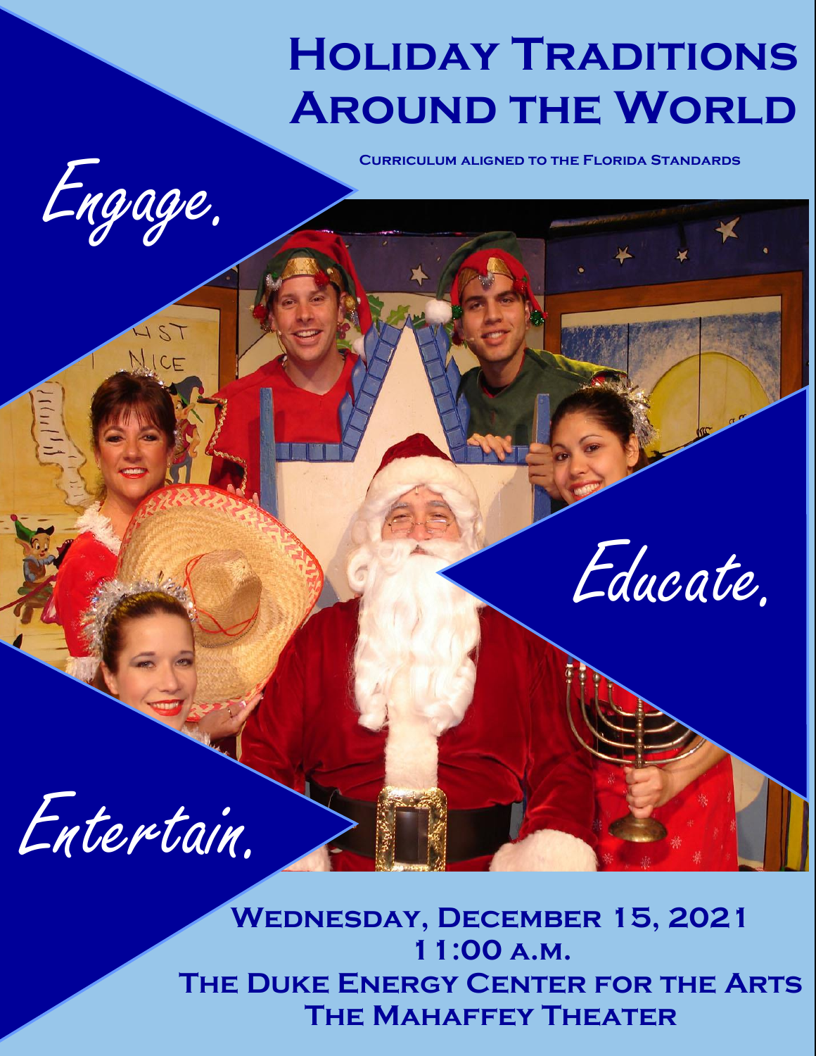# Holiday Traditions Around the World

**Curriculum aligned to the Florida Standards**

*Engage.*

*Educate.*

*Entertain.*

**Wednesday, December 15, 2021**
**11:00 a.m.**
**The Duke Energy Center for the Arts**
**The Mahaffey Theater**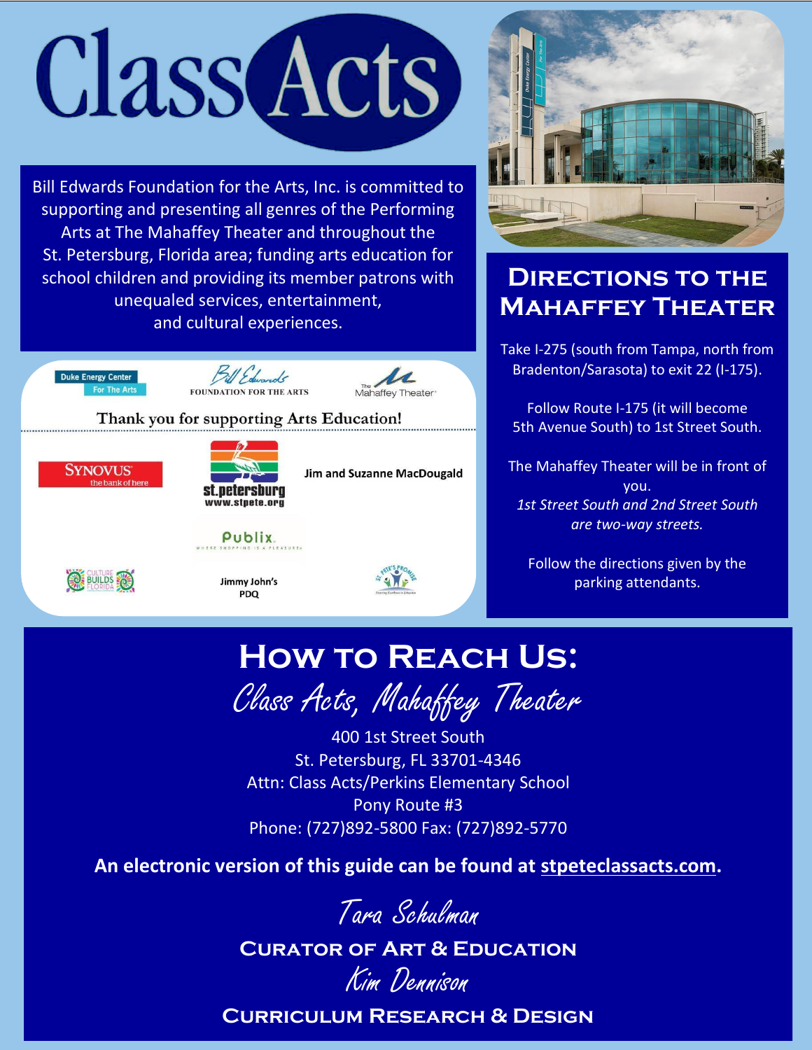# Class Acts

Bill Edwards Foundation for the Arts, Inc. is committed to supporting and presenting all genres of the Performing Arts at The Mahaffey Theater and throughout the St. Petersburg, Florida area; funding arts education for school children and providing its member patrons with unequaled services, entertainment, and cultural experiences.

Duke Energy Center For The Arts | Bill Edwards Foundation for the Arts | The Mahaffey Theater

**Thank you for supporting Arts Education!**

Synovus the bank of here
st.petersburg www.stpete.org
Jim and Suzanne MacDougald
Publix. Where shopping is a pleasure.
Culture Builds Florida
Jimmy John's PDQ
St. Pete's Promise

## Directions to the Mahaffey Theater

Take I-275 (south from Tampa, north from Bradenton/Sarasota) to exit 22 (I-175).

Follow Route I-175 (it will become 5th Avenue South) to 1st Street South.

The Mahaffey Theater will be in front of you.
*1st Street South and 2nd Street South are two-way streets.*

Follow the directions given by the parking attendants.

## How to Reach Us:

*Class Acts, Mahaffey Theater*

400 1st Street South
St. Petersburg, FL 33701-4346
Attn: Class Acts/Perkins Elementary School
Pony Route #3
Phone: (727)892-5800 Fax: (727)892-5770

**An electronic version of this guide can be found at stpeteclassacts.com.**

*Tara Schulman*
**Curator of Art & Education**

*Kim Dennison*
**Curriculum Research & Design**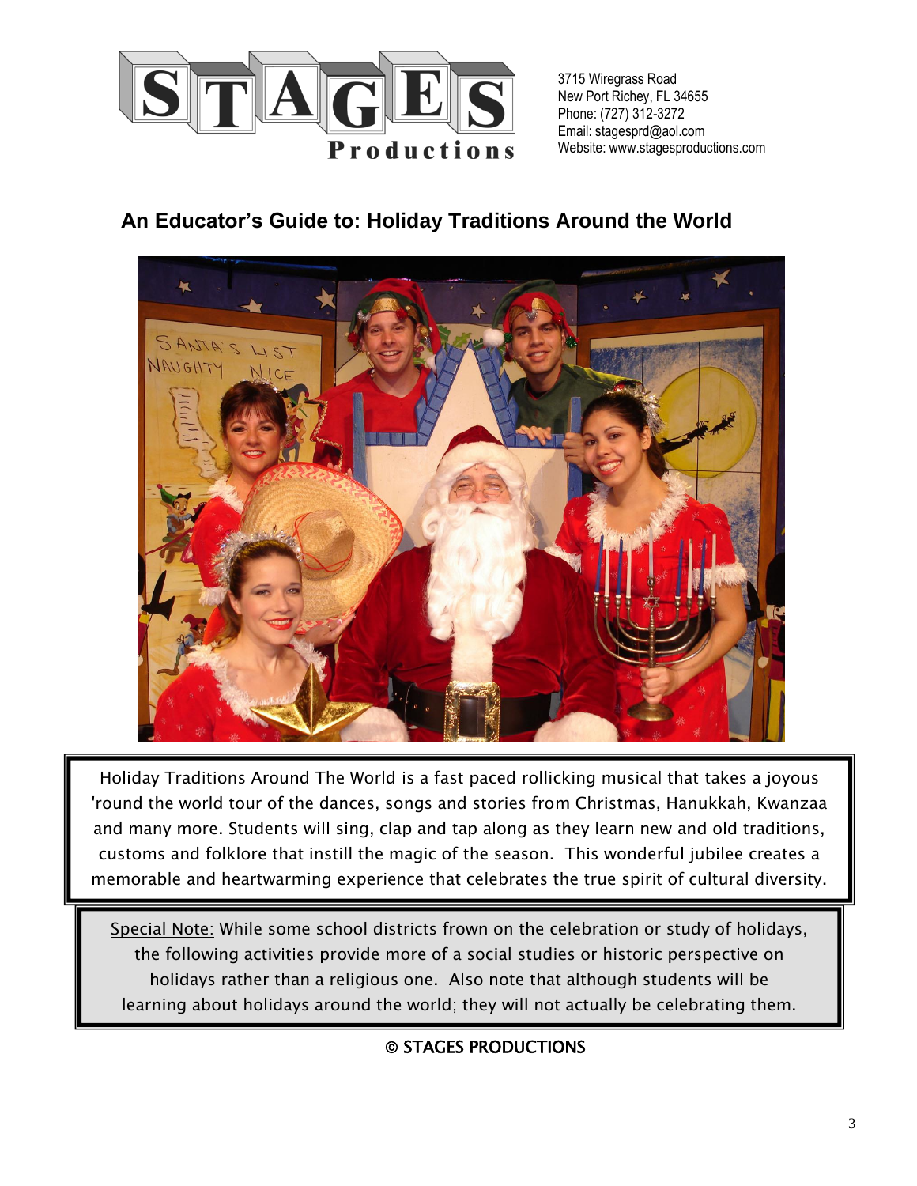STAGES Productions

3715 Wiregrass Road
New Port Richey, FL 34655
Phone: (727) 312-3272
Email: stagesprd@aol.com
Website: www.stagesproductions.com

## An Educator's Guide to: Holiday Traditions Around the World

Holiday Traditions Around The World is a fast paced rollicking musical that takes a joyous 'round the world tour of the dances, songs and stories from Christmas, Hanukkah, Kwanzaa and many more. Students will sing, clap and tap along as they learn new and old traditions, customs and folklore that instill the magic of the season. This wonderful jubilee creates a memorable and heartwarming experience that celebrates the true spirit of cultural diversity.

Special Note: While some school districts frown on the celebration or study of holidays, the following activities provide more of a social studies or historic perspective on holidays rather than a religious one. Also note that although students will be learning about holidays around the world; they will not actually be celebrating them.

© STAGES PRODUCTIONS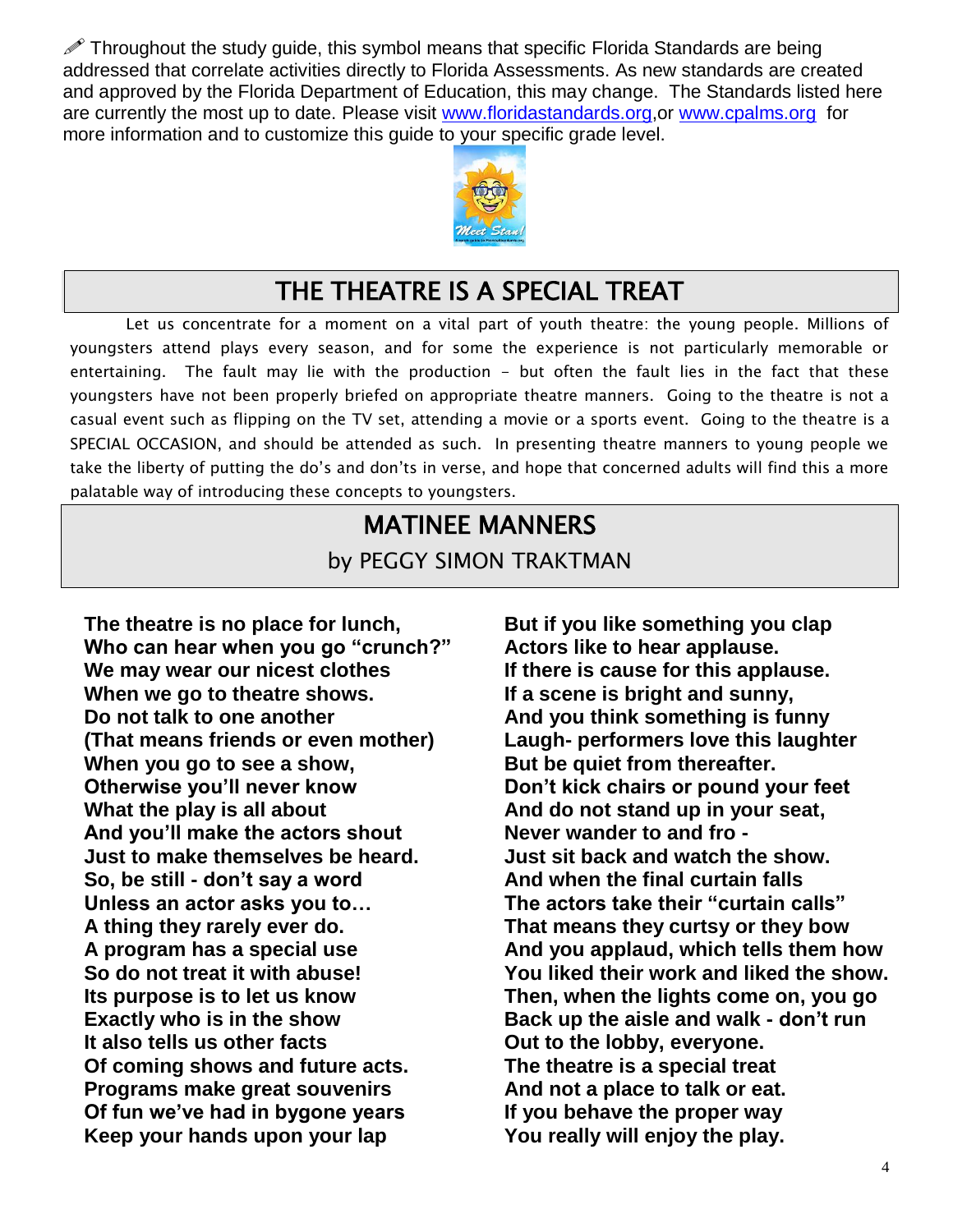✐ Throughout the study guide, this symbol means that specific Florida Standards are being addressed that correlate activities directly to Florida Assessments. As new standards are created and approved by the Florida Department of Education, this may change. The Standards listed here are currently the most up to date. Please visit www.floridastandards.org,or www.cpalms.org for more information and to customize this guide to your specific grade level.

## THE THEATRE IS A SPECIAL TREAT

Let us concentrate for a moment on a vital part of youth theatre: the young people. Millions of youngsters attend plays every season, and for some the experience is not particularly memorable or entertaining. The fault may lie with the production – but often the fault lies in the fact that these youngsters have not been properly briefed on appropriate theatre manners. Going to the theatre is not a casual event such as flipping on the TV set, attending a movie or a sports event. Going to the theatre is a SPECIAL OCCASION, and should be attended as such. In presenting theatre manners to young people we take the liberty of putting the do's and don'ts in verse, and hope that concerned adults will find this a more palatable way of introducing these concepts to youngsters.

## MATINEE MANNERS

by PEGGY SIMON TRAKTMAN

**The theatre is no place for lunch,**
**Who can hear when you go "crunch?"**
**We may wear our nicest clothes**
**When we go to theatre shows.**
**Do not talk to one another**
**(That means friends or even mother)**
**When you go to see a show,**
**Otherwise you'll never know**
**What the play is all about**
**And you'll make the actors shout**
**Just to make themselves be heard.**
**So, be still - don't say a word**
**Unless an actor asks you to…**
**A thing they rarely ever do.**
**A program has a special use**
**So do not treat it with abuse!**
**Its purpose is to let us know**
**Exactly who is in the show**
**It also tells us other facts**
**Of coming shows and future acts.**
**Programs make great souvenirs**
**Of fun we've had in bygone years**
**Keep your hands upon your lap**
**But if you like something you clap**
**Actors like to hear applause.**
**If there is cause for this applause.**
**If a scene is bright and sunny,**
**And you think something is funny**
**Laugh- performers love this laughter**
**But be quiet from thereafter.**
**Don't kick chairs or pound your feet**
**And do not stand up in your seat,**
**Never wander to and fro -**
**Just sit back and watch the show.**
**And when the final curtain falls**
**The actors take their "curtain calls"**
**That means they curtsy or they bow**
**And you applaud, which tells them how**
**You liked their work and liked the show.**
**Then, when the lights come on, you go**
**Back up the aisle and walk - don't run**
**Out to the lobby, everyone.**
**The theatre is a special treat**
**And not a place to talk or eat.**
**If you behave the proper way**
**You really will enjoy the play.**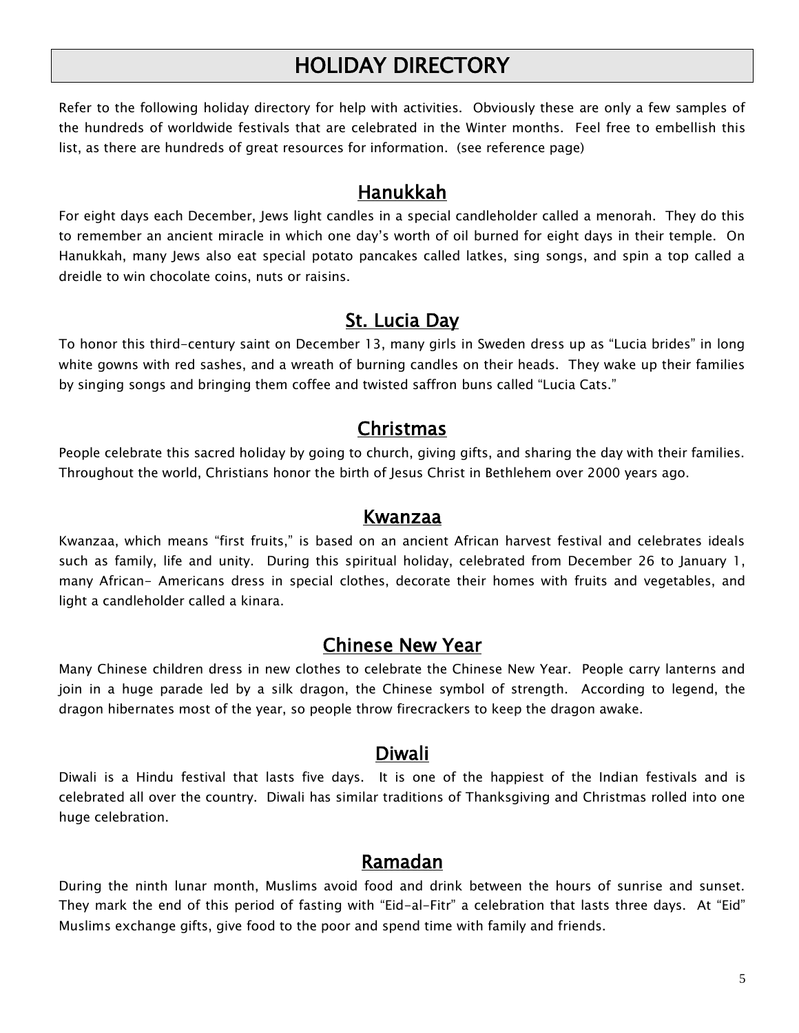# HOLIDAY DIRECTORY

Refer to the following holiday directory for help with activities. Obviously these are only a few samples of the hundreds of worldwide festivals that are celebrated in the Winter months. Feel free to embellish this list, as there are hundreds of great resources for information. (see reference page)

## Hanukkah

For eight days each December, Jews light candles in a special candleholder called a menorah. They do this to remember an ancient miracle in which one day's worth of oil burned for eight days in their temple. On Hanukkah, many Jews also eat special potato pancakes called latkes, sing songs, and spin a top called a dreidle to win chocolate coins, nuts or raisins.

## St. Lucia Day

To honor this third-century saint on December 13, many girls in Sweden dress up as "Lucia brides" in long white gowns with red sashes, and a wreath of burning candles on their heads. They wake up their families by singing songs and bringing them coffee and twisted saffron buns called "Lucia Cats."

## Christmas

People celebrate this sacred holiday by going to church, giving gifts, and sharing the day with their families. Throughout the world, Christians honor the birth of Jesus Christ in Bethlehem over 2000 years ago.

## Kwanzaa

Kwanzaa, which means "first fruits," is based on an ancient African harvest festival and celebrates ideals such as family, life and unity. During this spiritual holiday, celebrated from December 26 to January 1, many African- Americans dress in special clothes, decorate their homes with fruits and vegetables, and light a candleholder called a kinara.

## Chinese New Year

Many Chinese children dress in new clothes to celebrate the Chinese New Year. People carry lanterns and join in a huge parade led by a silk dragon, the Chinese symbol of strength. According to legend, the dragon hibernates most of the year, so people throw firecrackers to keep the dragon awake.

## Diwali

Diwali is a Hindu festival that lasts five days. It is one of the happiest of the Indian festivals and is celebrated all over the country. Diwali has similar traditions of Thanksgiving and Christmas rolled into one huge celebration.

## Ramadan

During the ninth lunar month, Muslims avoid food and drink between the hours of sunrise and sunset. They mark the end of this period of fasting with "Eid-al-Fitr" a celebration that lasts three days. At "Eid" Muslims exchange gifts, give food to the poor and spend time with family and friends.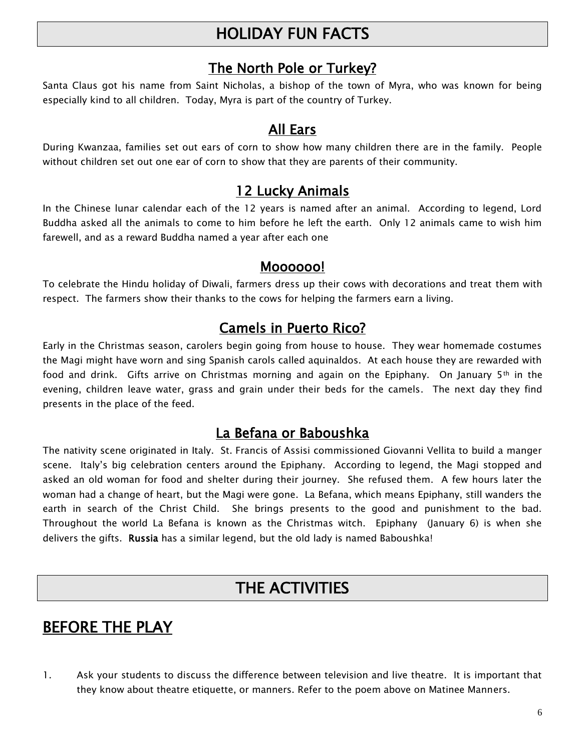# HOLIDAY FUN FACTS

## The North Pole or Turkey?

Santa Claus got his name from Saint Nicholas, a bishop of the town of Myra, who was known for being especially kind to all children. Today, Myra is part of the country of Turkey.

## All Ears

During Kwanzaa, families set out ears of corn to show how many children there are in the family. People without children set out one ear of corn to show that they are parents of their community.

## 12 Lucky Animals

In the Chinese lunar calendar each of the 12 years is named after an animal. According to legend, Lord Buddha asked all the animals to come to him before he left the earth. Only 12 animals came to wish him farewell, and as a reward Buddha named a year after each one

## Moooooo!

To celebrate the Hindu holiday of Diwali, farmers dress up their cows with decorations and treat them with respect. The farmers show their thanks to the cows for helping the farmers earn a living.

## Camels in Puerto Rico?

Early in the Christmas season, carolers begin going from house to house. They wear homemade costumes the Magi might have worn and sing Spanish carols called aquinaldos. At each house they are rewarded with food and drink. Gifts arrive on Christmas morning and again on the Epiphany. On January 5th in the evening, children leave water, grass and grain under their beds for the camels. The next day they find presents in the place of the feed.

## La Befana or Baboushka

The nativity scene originated in Italy. St. Francis of Assisi commissioned Giovanni Vellita to build a manger scene. Italy's big celebration centers around the Epiphany. According to legend, the Magi stopped and asked an old woman for food and shelter during their journey. She refused them. A few hours later the woman had a change of heart, but the Magi were gone. La Befana, which means Epiphany, still wanders the earth in search of the Christ Child. She brings presents to the good and punishment to the bad. Throughout the world La Befana is known as the Christmas witch. Epiphany (January 6) is when she delivers the gifts. **Russia** has a similar legend, but the old lady is named Baboushka!

# THE ACTIVITIES

## BEFORE THE PLAY

1. Ask your students to discuss the difference between television and live theatre. It is important that they know about theatre etiquette, or manners. Refer to the poem above on Matinee Manners.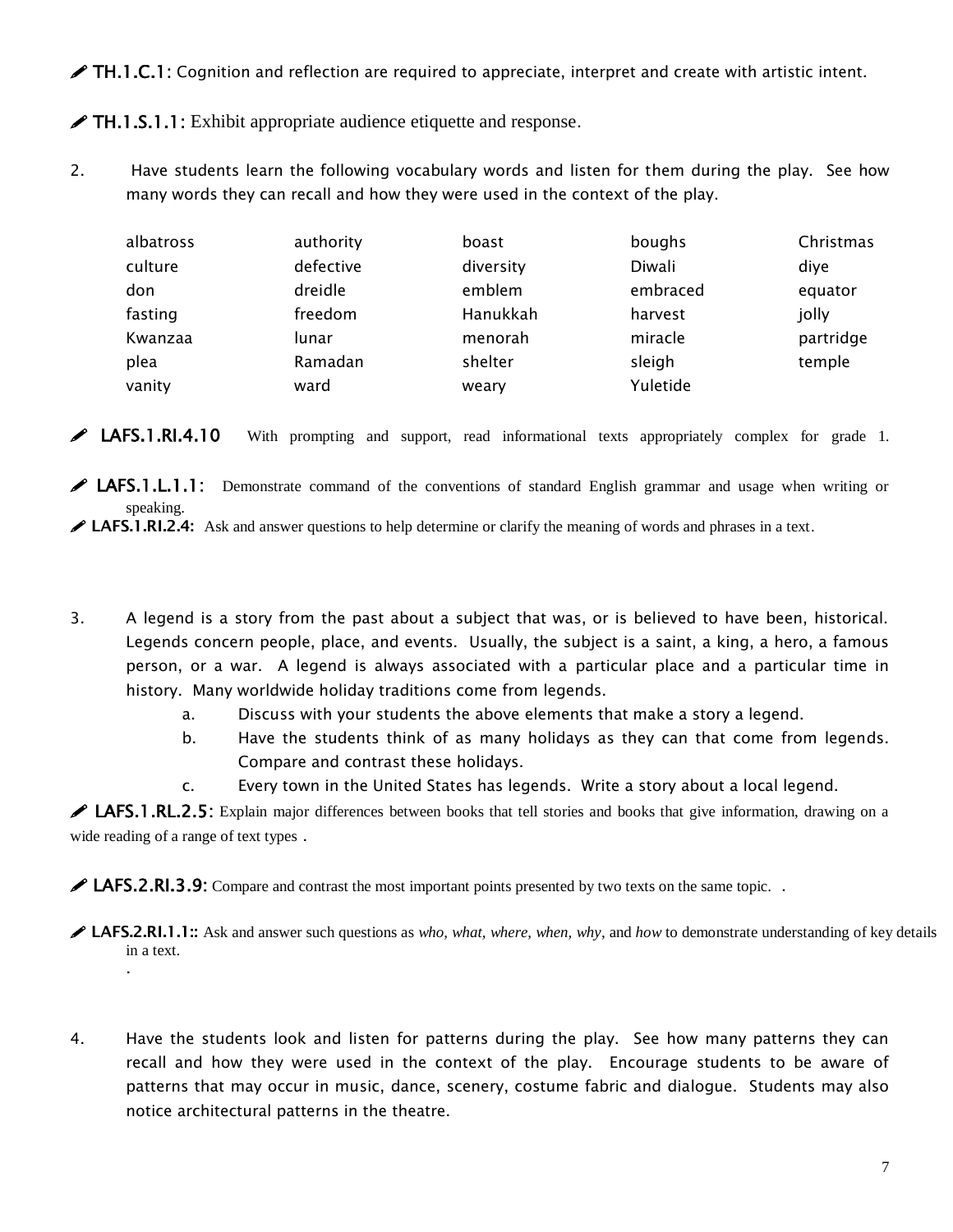✐ **TH.1.C.1:** Cognition and reflection are required to appreciate, interpret and create with artistic intent.

✐ **TH.1.S.1.1:** Exhibit appropriate audience etiquette and response.

2. Have students learn the following vocabulary words and listen for them during the play. See how many words they can recall and how they were used in the context of the play.

| | | | | |
|---|---|---|---|---|
| albatross | authority | boast | boughs | Christmas |
| culture | defective | diversity | Diwali | diye |
| don | dreidle | emblem | embraced | equator |
| fasting | freedom | Hanukkah | harvest | jolly |
| Kwanzaa | lunar | menorah | miracle | partridge |
| plea | Ramadan | shelter | sleigh | temple |
| vanity | ward | weary | Yuletide | |

✐ **LAFS.1.RI.4.10** With prompting and support, read informational texts appropriately complex for grade 1.

✐ **LAFS.1.L.1.1:** Demonstrate command of the conventions of standard English grammar and usage when writing or speaking.

✐ **LAFS.1.RI.2.4:** Ask and answer questions to help determine or clarify the meaning of words and phrases in a text.

3. A legend is a story from the past about a subject that was, or is believed to have been, historical. Legends concern people, place, and events. Usually, the subject is a saint, a king, a hero, a famous person, or a war. A legend is always associated with a particular place and a particular time in history. Many worldwide holiday traditions come from legends.
   a. Discuss with your students the above elements that make a story a legend.
   b. Have the students think of as many holidays as they can that come from legends. Compare and contrast these holidays.
   c. Every town in the United States has legends. Write a story about a local legend.

✐ **LAFS.1.RL.2.5:** Explain major differences between books that tell stories and books that give information, drawing on a wide reading of a range of text types .

✐ **LAFS.2.RI.3.9:** Compare and contrast the most important points presented by two texts on the same topic. .

✐ **LAFS.2.RI.1.1::** Ask and answer such questions as *who, what, where, when, why*, and *how* to demonstrate understanding of key details in a text.
.

4. Have the students look and listen for patterns during the play. See how many patterns they can recall and how they were used in the context of the play. Encourage students to be aware of patterns that may occur in music, dance, scenery, costume fabric and dialogue. Students may also notice architectural patterns in the theatre.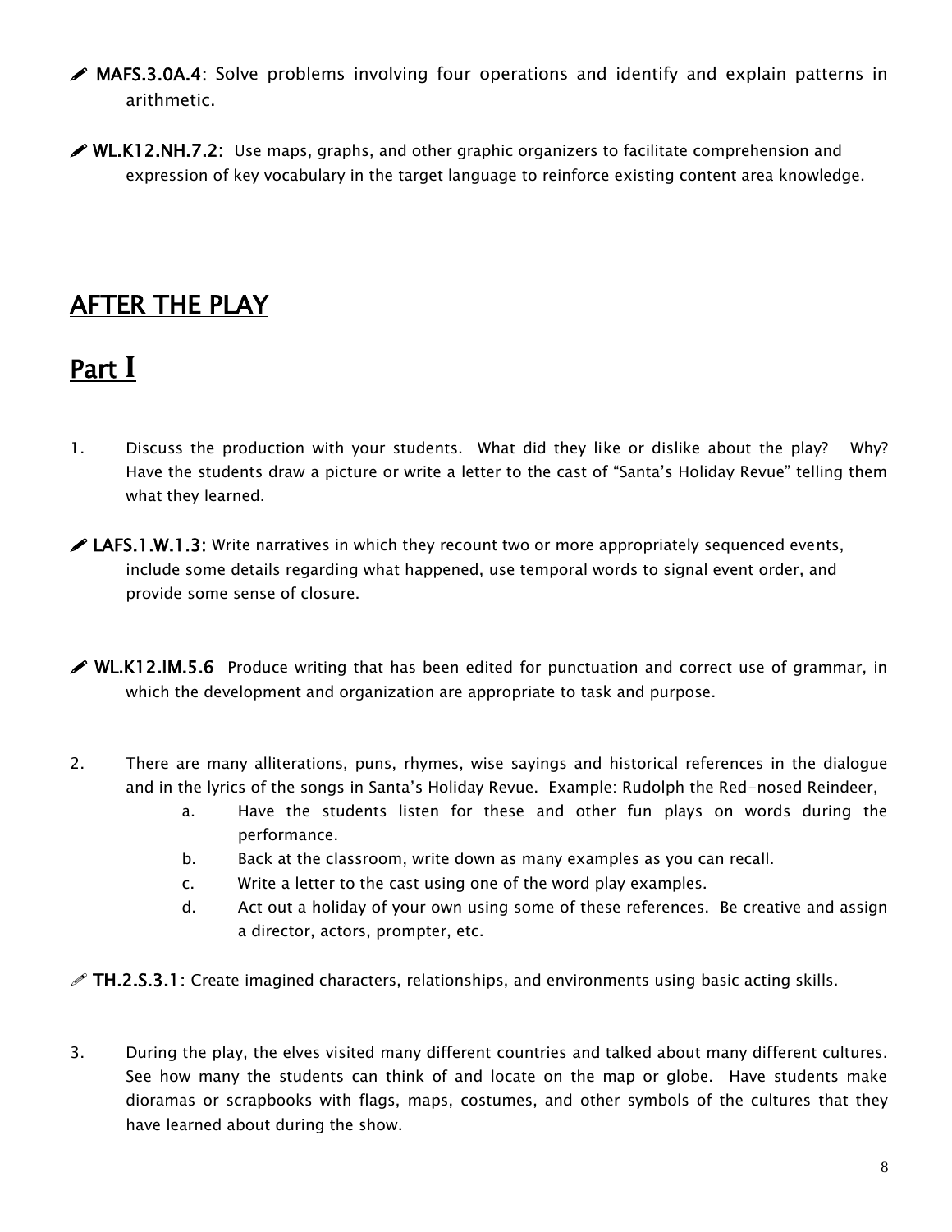✐ **MAFS.3.0A.4:** Solve problems involving four operations and identify and explain patterns in arithmetic.

✐ **WL.K12.NH.7.2:** Use maps, graphs, and other graphic organizers to facilitate comprehension and expression of key vocabulary in the target language to reinforce existing content area knowledge.

# AFTER THE PLAY

## Part I

1. Discuss the production with your students. What did they like or dislike about the play? Why? Have the students draw a picture or write a letter to the cast of "Santa's Holiday Revue" telling them what they learned.

✐ **LAFS.1.W.1.3:** Write narratives in which they recount two or more appropriately sequenced events, include some details regarding what happened, use temporal words to signal event order, and provide some sense of closure.

✐ **WL.K12.IM.5.6** Produce writing that has been edited for punctuation and correct use of grammar, in which the development and organization are appropriate to task and purpose.

2. There are many alliterations, puns, rhymes, wise sayings and historical references in the dialogue and in the lyrics of the songs in Santa's Holiday Revue. Example: Rudolph the Red-nosed Reindeer,
   a. Have the students listen for these and other fun plays on words during the performance.
   b. Back at the classroom, write down as many examples as you can recall.
   c. Write a letter to the cast using one of the word play examples.
   d. Act out a holiday of your own using some of these references. Be creative and assign a director, actors, prompter, etc.

✐ **TH.2.S.3.1:** Create imagined characters, relationships, and environments using basic acting skills.

3. During the play, the elves visited many different countries and talked about many different cultures. See how many the students can think of and locate on the map or globe. Have students make dioramas or scrapbooks with flags, maps, costumes, and other symbols of the cultures that they have learned about during the show.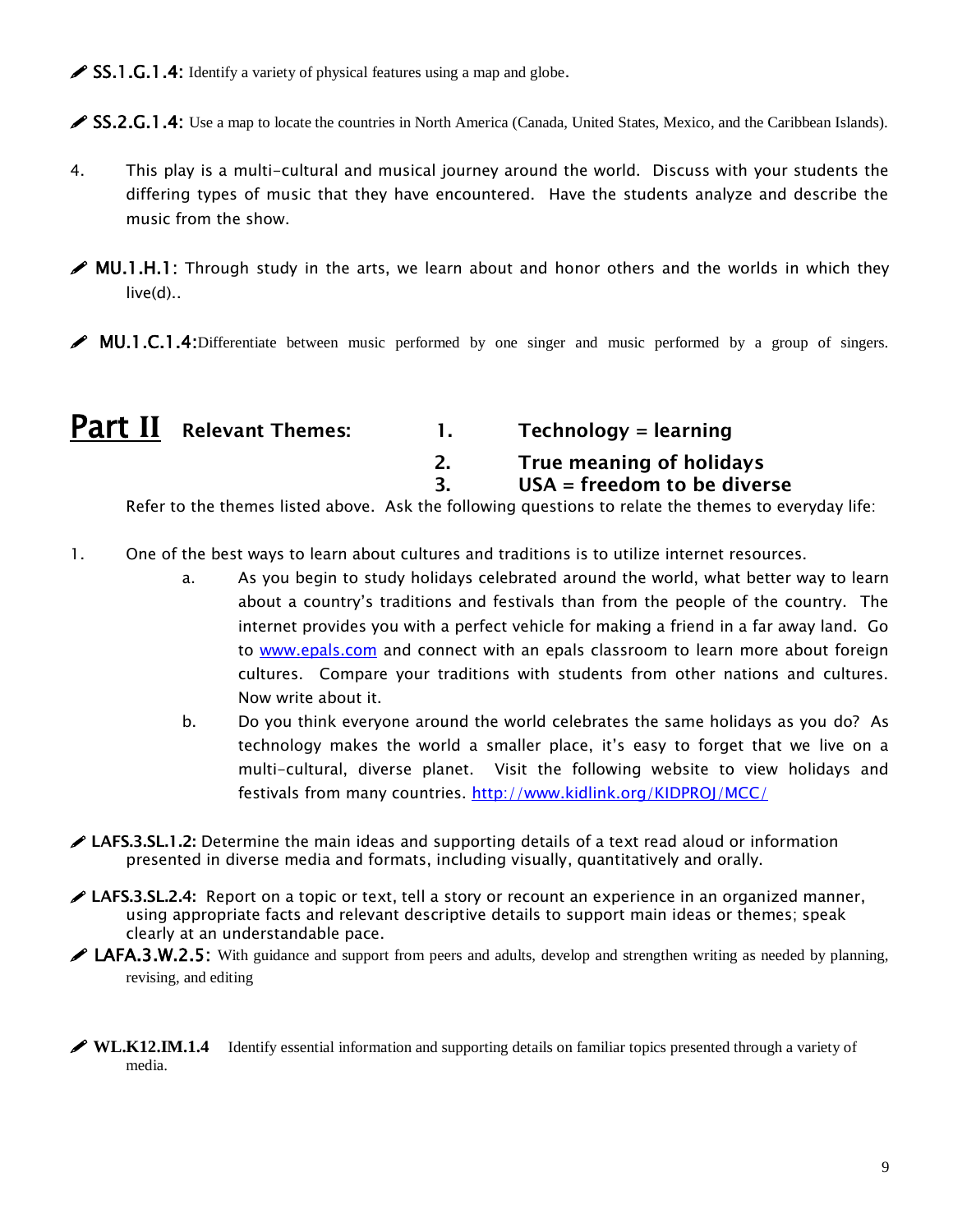✏ **SS.1.G.1.4:** Identify a variety of physical features using a map and globe.

✏ **SS.2.G.1.4:** Use a map to locate the countries in North America (Canada, United States, Mexico, and the Caribbean Islands).

4. This play is a multi-cultural and musical journey around the world. Discuss with your students the differing types of music that they have encountered. Have the students analyze and describe the music from the show.

✏ **MU.1.H.1:** Through study in the arts, we learn about and honor others and the worlds in which they live(d)..

✏ **MU.1.C.1.4:** Differentiate between music performed by one singer and music performed by a group of singers.

## Part II **Relevant Themes:**

1. **Technology = learning**
2. **True meaning of holidays**
3. **USA = freedom to be diverse**

Refer to the themes listed above. Ask the following questions to relate the themes to everyday life:

1. One of the best ways to learn about cultures and traditions is to utilize internet resources.
   a. As you begin to study holidays celebrated around the world, what better way to learn about a country's traditions and festivals than from the people of the country. The internet provides you with a perfect vehicle for making a friend in a far away land. Go to [www.epals.com](http://www.epals.com) and connect with an epals classroom to learn more about foreign cultures. Compare your traditions with students from other nations and cultures. Now write about it.
   b. Do you think everyone around the world celebrates the same holidays as you do? As technology makes the world a smaller place, it's easy to forget that we live on a multi-cultural, diverse planet. Visit the following website to view holidays and festivals from many countries. [http://www.kidlink.org/KIDPROJ/MCC/](http://www.kidlink.org/KIDPROJ/MCC/)

✏ **LAFS.3.SL.1.2:** Determine the main ideas and supporting details of a text read aloud or information presented in diverse media and formats, including visually, quantitatively and orally.

✏ **LAFS.3.SL.2.4:** Report on a topic or text, tell a story or recount an experience in an organized manner, using appropriate facts and relevant descriptive details to support main ideas or themes; speak clearly at an understandable pace.

✏ **LAFA.3.W.2.5:** With guidance and support from peers and adults, develop and strengthen writing as needed by planning, revising, and editing

✏ **WL.K12.IM.1.4** Identify essential information and supporting details on familiar topics presented through a variety of media.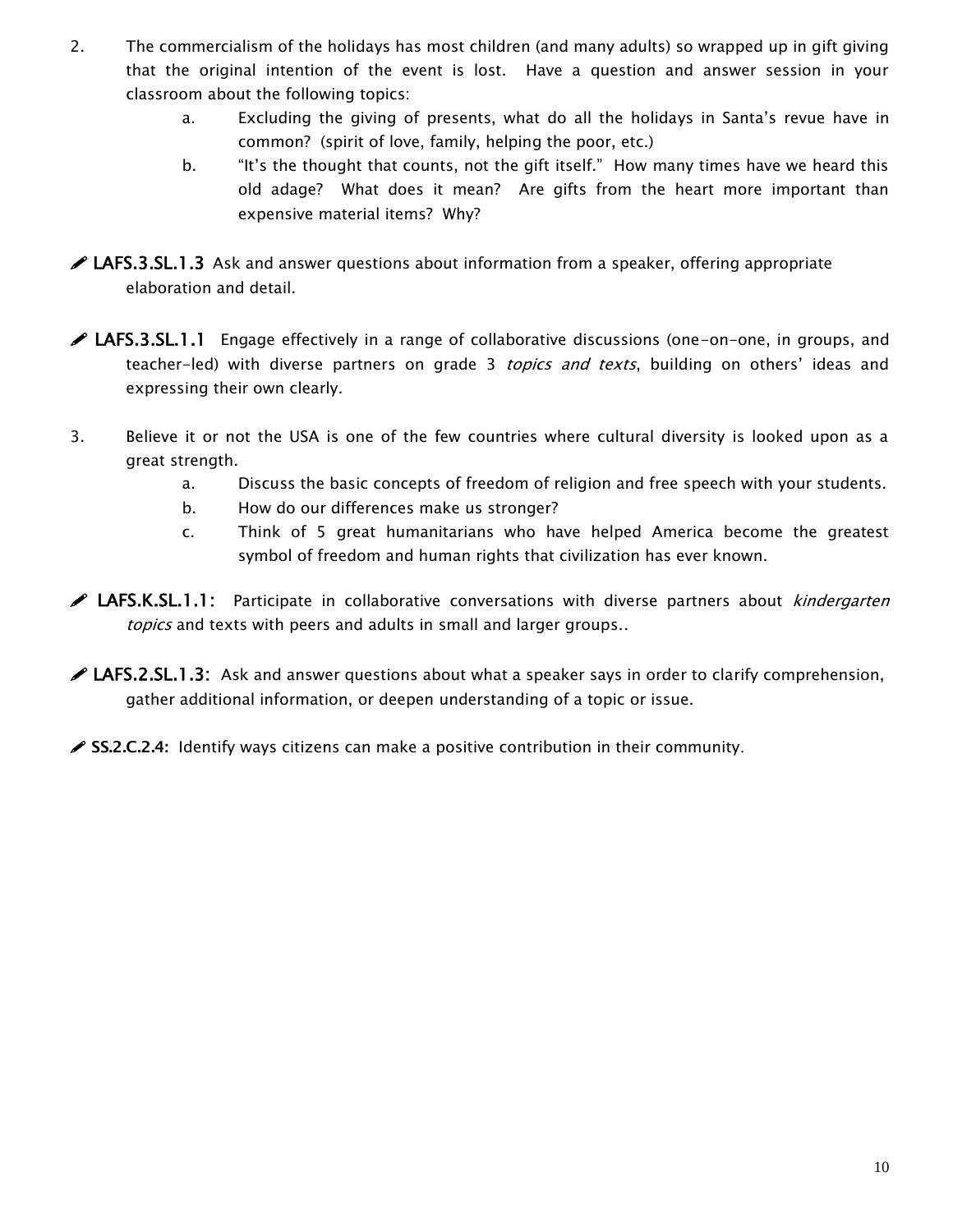2. The commercialism of the holidays has most children (and many adults) so wrapped up in gift giving that the original intention of the event is lost. Have a question and answer session in your classroom about the following topics:
   a. Excluding the giving of presents, what do all the holidays in Santa's revue have in common? (spirit of love, family, helping the poor, etc.)
   b. "It's the thought that counts, not the gift itself." How many times have we heard this old adage? What does it mean? Are gifts from the heart more important than expensive material items? Why?

✐ **LAFS.3.SL.1.3** Ask and answer questions about information from a speaker, offering appropriate elaboration and detail.

✐ **LAFS.3.SL.1.1** Engage effectively in a range of collaborative discussions (one-on-one, in groups, and teacher-led) with diverse partners on grade 3 *topics and texts*, building on others' ideas and expressing their own clearly.

3. Believe it or not the USA is one of the few countries where cultural diversity is looked upon as a great strength.
   a. Discuss the basic concepts of freedom of religion and free speech with your students.
   b. How do our differences make us stronger?
   c. Think of 5 great humanitarians who have helped America become the greatest symbol of freedom and human rights that civilization has ever known.

✐ **LAFS.K.SL.1.1:** Participate in collaborative conversations with diverse partners about *kindergarten topics* and texts with peers and adults in small and larger groups..

✐ **LAFS.2.SL.1.3:** Ask and answer questions about what a speaker says in order to clarify comprehension, gather additional information, or deepen understanding of a topic or issue.

✐ **SS.2.C.2.4:** Identify ways citizens can make a positive contribution in their community.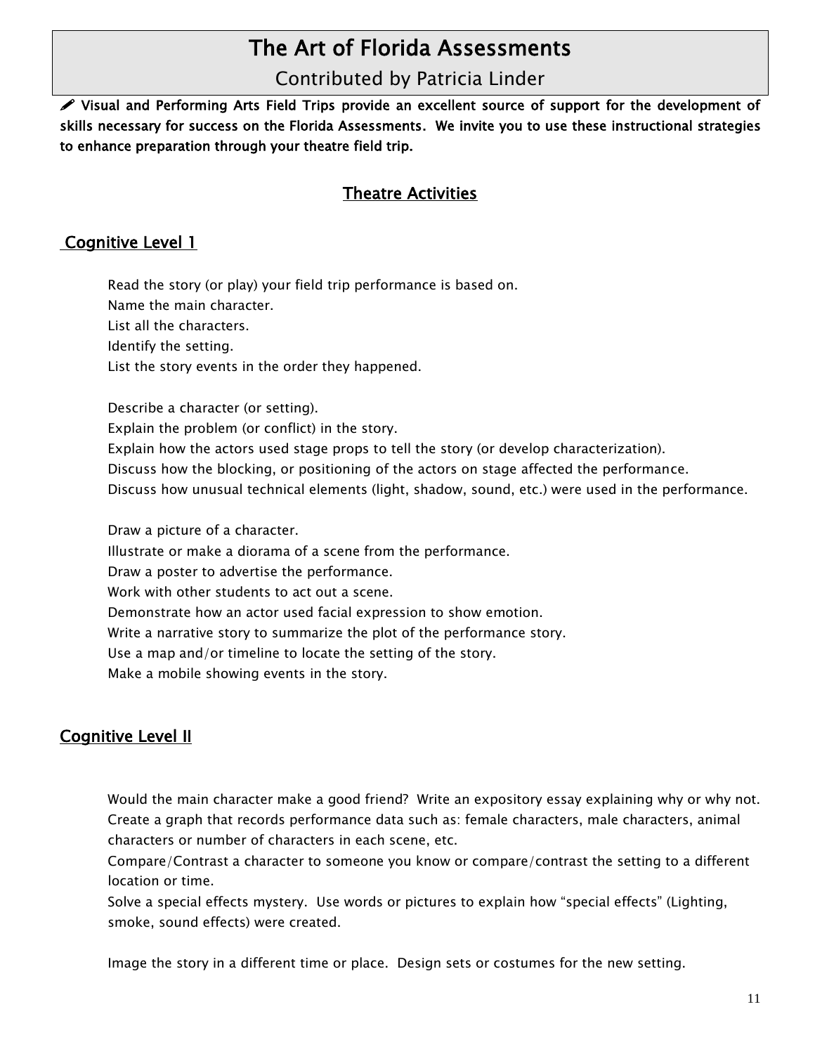# The Art of Florida Assessments

Contributed by Patricia Linder

✎ **Visual and Performing Arts Field Trips provide an excellent source of support for the development of skills necessary for success on the Florida Assessments. We invite you to use these instructional strategies to enhance preparation through your theatre field trip.**

## Theatre Activities

### Cognitive Level 1

Read the story (or play) your field trip performance is based on.
Name the main character.
List all the characters.
Identify the setting.
List the story events in the order they happened.

Describe a character (or setting).
Explain the problem (or conflict) in the story.
Explain how the actors used stage props to tell the story (or develop characterization).
Discuss how the blocking, or positioning of the actors on stage affected the performance.
Discuss how unusual technical elements (light, shadow, sound, etc.) were used in the performance.

Draw a picture of a character.
Illustrate or make a diorama of a scene from the performance.
Draw a poster to advertise the performance.
Work with other students to act out a scene.
Demonstrate how an actor used facial expression to show emotion.
Write a narrative story to summarize the plot of the performance story.
Use a map and/or timeline to locate the setting of the story.
Make a mobile showing events in the story.

### Cognitive Level II

Would the main character make a good friend? Write an expository essay explaining why or why not.
Create a graph that records performance data such as: female characters, male characters, animal characters or number of characters in each scene, etc.
Compare/Contrast a character to someone you know or compare/contrast the setting to a different location or time.
Solve a special effects mystery. Use words or pictures to explain how "special effects" (Lighting, smoke, sound effects) were created.

Image the story in a different time or place. Design sets or costumes for the new setting.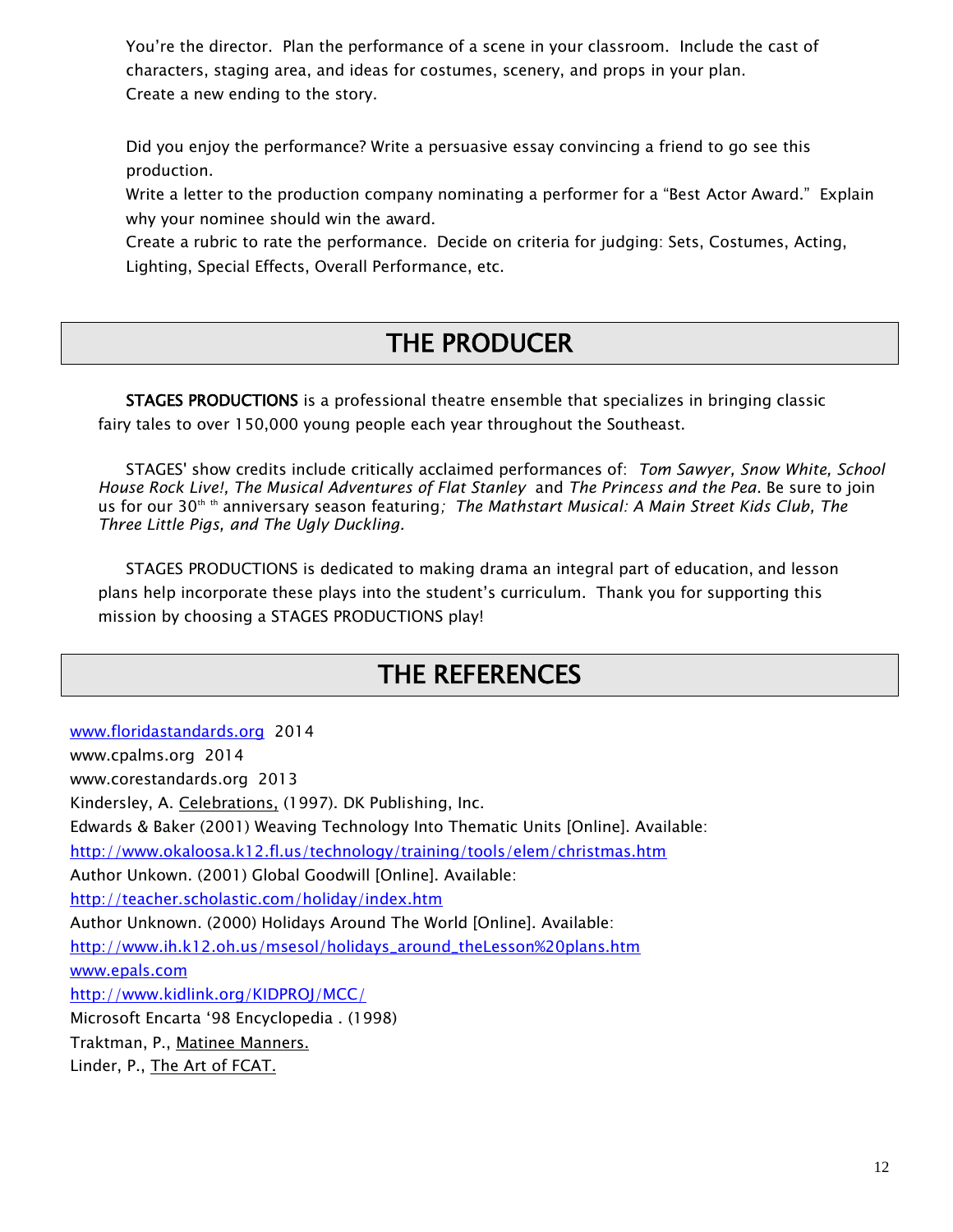You're the director. Plan the performance of a scene in your classroom. Include the cast of characters, staging area, and ideas for costumes, scenery, and props in your plan.
Create a new ending to the story.

Did you enjoy the performance? Write a persuasive essay convincing a friend to go see this production.
Write a letter to the production company nominating a performer for a "Best Actor Award." Explain why your nominee should win the award.
Create a rubric to rate the performance. Decide on criteria for judging: Sets, Costumes, Acting, Lighting, Special Effects, Overall Performance, etc.

## THE PRODUCER

**STAGES PRODUCTIONS** is a professional theatre ensemble that specializes in bringing classic fairy tales to over 150,000 young people each year throughout the Southeast.

STAGES' show credits include critically acclaimed performances of: *Tom Sawyer, Snow White, School House Rock Live!, The Musical Adventures of Flat Stanley* and *The Princess and the Pea*. Be sure to join us for our 30th th anniversary season featuring*; The Mathstart Musical: A Main Street Kids Club, The Three Little Pigs, and The Ugly Duckling.*

STAGES PRODUCTIONS is dedicated to making drama an integral part of education, and lesson plans help incorporate these plays into the student's curriculum. Thank you for supporting this mission by choosing a STAGES PRODUCTIONS play!

## THE REFERENCES

www.floridastandards.org 2014
www.cpalms.org 2014
www.corestandards.org 2013
Kindersley, A. Celebrations, (1997). DK Publishing, Inc.
Edwards & Baker (2001) Weaving Technology Into Thematic Units [Online]. Available:
http://www.okaloosa.k12.fl.us/technology/training/tools/elem/christmas.htm
Author Unkown. (2001) Global Goodwill [Online]. Available:
http://teacher.scholastic.com/holiday/index.htm
Author Unknown. (2000) Holidays Around The World [Online]. Available:
http://www.ih.k12.oh.us/msesol/holidays_around_theLesson%20plans.htm
www.epals.com
http://www.kidlink.org/KIDPROJ/MCC/
Microsoft Encarta '98 Encyclopedia . (1998)
Traktman, P., Matinee Manners.
Linder, P., The Art of FCAT.